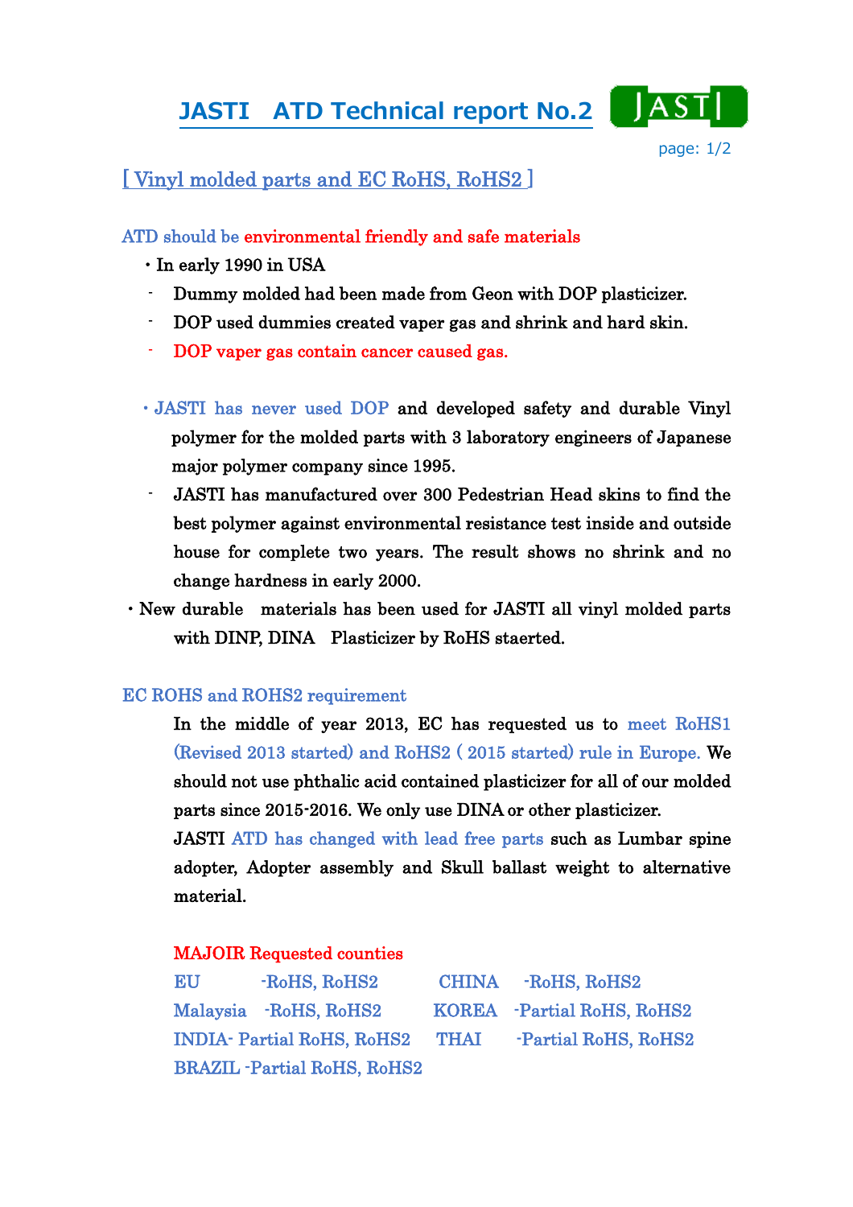# JASTI ATD Technical report No.2

## [ Vinyl molded parts and EC RoHS, RoHS2 ]

### ATD should be environmental friendly and safe materials

- In early 1990 in USA
  - Dummy molded had been made from Geon with DOP plasticizer.
  - DOP used dummies created vaper gas and shrink and hard skin.
  - DOP vaper gas contain cancer caused gas.

- JASTI has never used DOP and developed safety and durable Vinyl polymer for the molded parts with 3 laboratory engineers of Japanese major polymer company since 1995.
  - JASTI has manufactured over 300 Pedestrian Head skins to find the best polymer against environmental resistance test inside and outside house for complete two years. The result shows no shrink and no change hardness in early 2000.
- New durable materials has been used for JASTI all vinyl molded parts with DINP, DINA Plasticizer by RoHS staerted.

### EC ROHS and ROHS2 requirement

In the middle of year 2013, EC has requested us to meet RoHS1 (Revised 2013 started) and RoHS2 ( 2015 started) rule in Europe. We should not use phthalic acid contained plasticizer for all of our molded parts since 2015-2016. We only use DINA or other plasticizer.

JASTI ATD has changed with lead free parts such as Lumbar spine adopter, Adopter assembly and Skull ballast weight to alternative material.

MAJOIR Requested counties

EU -RoHS, RoHS2
CHINA -RoHS, RoHS2
Malaysia -RoHS, RoHS2
KOREA -Partial RoHS, RoHS2
INDIA- Partial RoHS, RoHS2
THAI -Partial RoHS, RoHS2
BRAZIL -Partial RoHS, RoHS2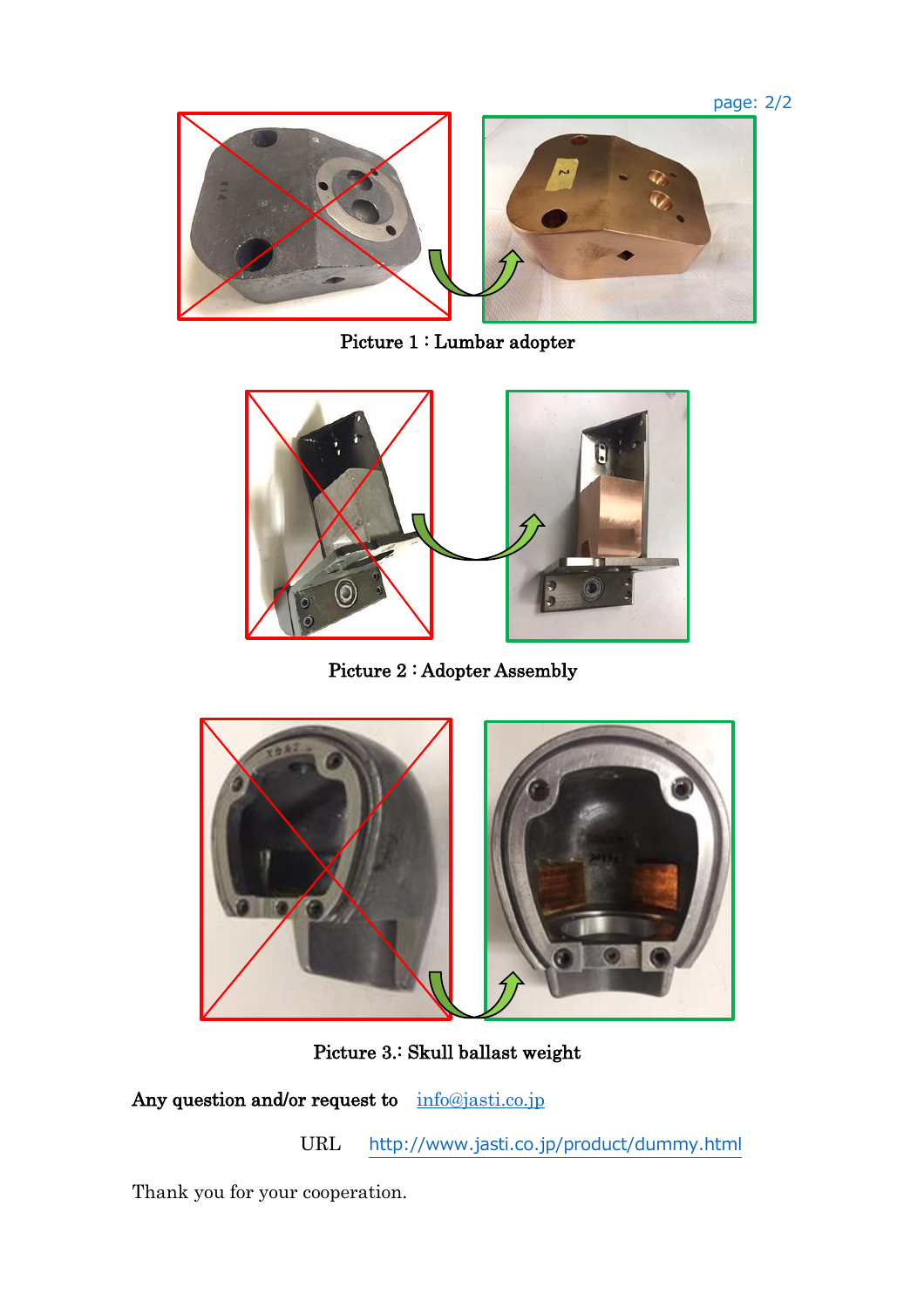Picture 1 : Lumbar adopter

Picture 2 : Adopter Assembly

Picture 3.: Skull ballast weight

Any question and/or request to info@jasti.co.jp

URL http://www.jasti.co.jp/product/dummy.html

Thank you for your cooperation.